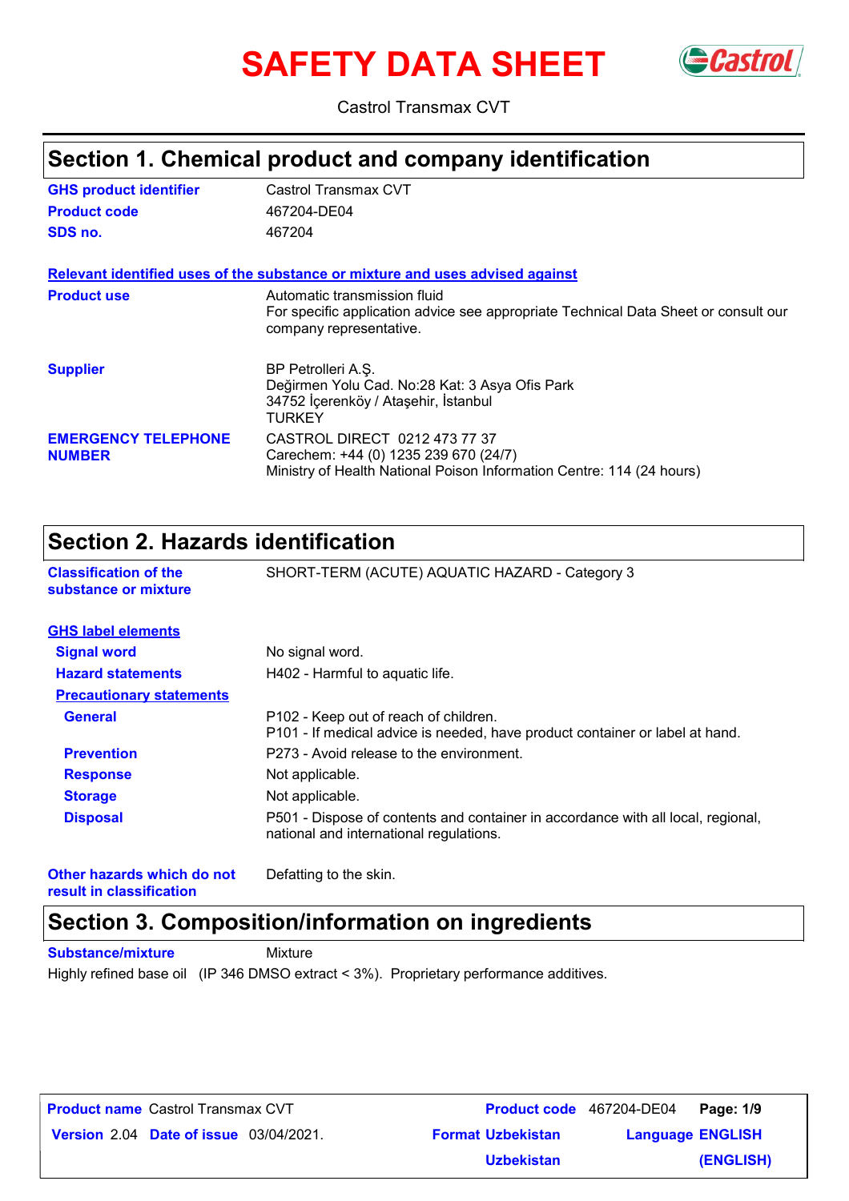# SAFETY DATA SHEET

Castrol Transmax CVT

## Section 1. Chemical product and company identification

**GHS product identifier** Castrol Transmax CVT

**Product code** 467204-DE04

**SDS no.** 467204

**Relevant identified uses of the substance or mixture and uses advised against**

**Product use** Automatic transmission fluid
For specific application advice see appropriate Technical Data Sheet or consult our company representative.

**Supplier** BP Petrolleri A.Ş.
Değirmen Yolu Cad. No:28 Kat: 3 Asya Ofis Park
34752 İçerenköy / Ataşehir, İstanbul
TURKEY

**EMERGENCY TELEPHONE NUMBER** CASTROL DIRECT 0212 473 77 37
Carechem: +44 (0) 1235 239 670 (24/7)
Ministry of Health National Poison Information Centre: 114 (24 hours)

## Section 2. Hazards identification

**Classification of the substance or mixture** SHORT-TERM (ACUTE) AQUATIC HAZARD - Category 3

**GHS label elements**

**Signal word** No signal word.

**Hazard statements** H402 - Harmful to aquatic life.

**Precautionary statements**

**General** P102 - Keep out of reach of children.
P101 - If medical advice is needed, have product container or label at hand.

**Prevention** P273 - Avoid release to the environment.

**Response** Not applicable.

**Storage** Not applicable.

**Disposal** P501 - Dispose of contents and container in accordance with all local, regional, national and international regulations.

**Other hazards which do not result in classification** Defatting to the skin.

## Section 3. Composition/information on ingredients

**Substance/mixture** Mixture

Highly refined base oil (IP 346 DMSO extract < 3%). Proprietary performance additives.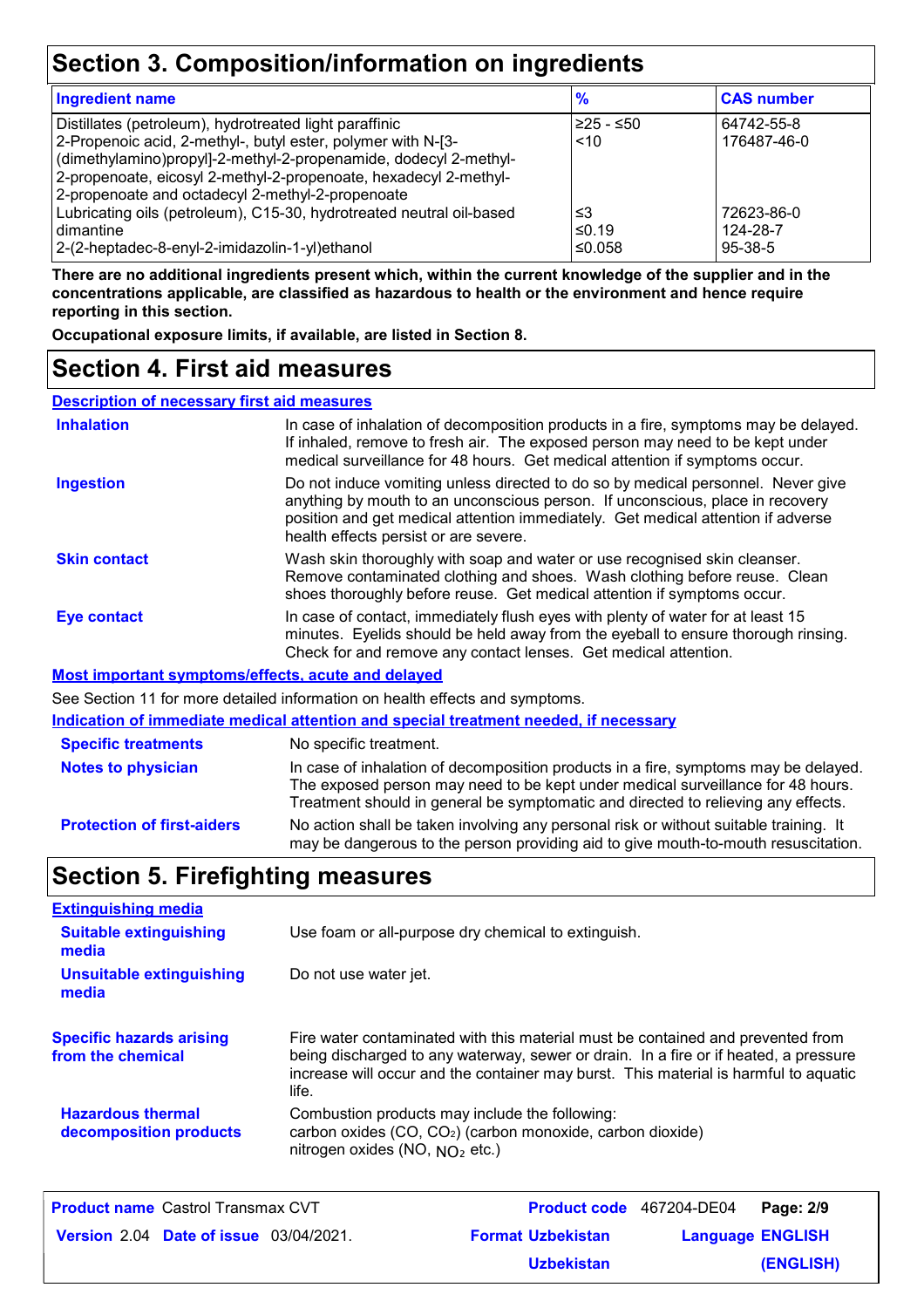## Section 3. Composition/information on ingredients

| Ingredient name | % | CAS number |
|---|---|---|
| Distillates (petroleum), hydrotreated light paraffinic | ≥25 - ≤50 | 64742-55-8 |
| 2-Propenoic acid, 2-methyl-, butyl ester, polymer with N-[3-(dimethylamino)propyl]-2-methyl-2-propenamide, dodecyl 2-methyl-2-propenoate, eicosyl 2-methyl-2-propenoate, hexadecyl 2-methyl-2-propenoate and octadecyl 2-methyl-2-propenoate | <10 | 176487-46-0 |
| Lubricating oils (petroleum), C15-30, hydrotreated neutral oil-based | ≤3 | 72623-86-0 |
| dimantine | ≤0.19 | 124-28-7 |
| 2-(2-heptadec-8-enyl-2-imidazolin-1-yl)ethanol | ≤0.058 | 95-38-5 |

**There are no additional ingredients present which, within the current knowledge of the supplier and in the concentrations applicable, are classified as hazardous to health or the environment and hence require reporting in this section.**

**Occupational exposure limits, if available, are listed in Section 8.**

## Section 4. First aid measures

### Description of necessary first aid measures

**Inhalation**
In case of inhalation of decomposition products in a fire, symptoms may be delayed. If inhaled, remove to fresh air. The exposed person may need to be kept under medical surveillance for 48 hours. Get medical attention if symptoms occur.

**Ingestion**
Do not induce vomiting unless directed to do so by medical personnel. Never give anything by mouth to an unconscious person. If unconscious, place in recovery position and get medical attention immediately. Get medical attention if adverse health effects persist or are severe.

**Skin contact**
Wash skin thoroughly with soap and water or use recognised skin cleanser. Remove contaminated clothing and shoes. Wash clothing before reuse. Clean shoes thoroughly before reuse. Get medical attention if symptoms occur.

**Eye contact**
In case of contact, immediately flush eyes with plenty of water for at least 15 minutes. Eyelids should be held away from the eyeball to ensure thorough rinsing. Check for and remove any contact lenses. Get medical attention.

### Most important symptoms/effects, acute and delayed

See Section 11 for more detailed information on health effects and symptoms.

### Indication of immediate medical attention and special treatment needed, if necessary

**Specific treatments**
No specific treatment.

**Notes to physician**
In case of inhalation of decomposition products in a fire, symptoms may be delayed. The exposed person may need to be kept under medical surveillance for 48 hours. Treatment should in general be symptomatic and directed to relieving any effects.

**Protection of first-aiders**
No action shall be taken involving any personal risk or without suitable training. It may be dangerous to the person providing aid to give mouth-to-mouth resuscitation.

## Section 5. Firefighting measures

### Extinguishing media

**Suitable extinguishing media**
Use foam or all-purpose dry chemical to extinguish.

**Unsuitable extinguishing media**
Do not use water jet.

**Specific hazards arising from the chemical**
Fire water contaminated with this material must be contained and prevented from being discharged to any waterway, sewer or drain. In a fire or if heated, a pressure increase will occur and the container may burst. This material is harmful to aquatic life.

**Hazardous thermal decomposition products**
Combustion products may include the following:
carbon oxides (CO, $CO_2$) (carbon monoxide, carbon dioxide)
nitrogen oxides (NO, $NO_2$ etc.)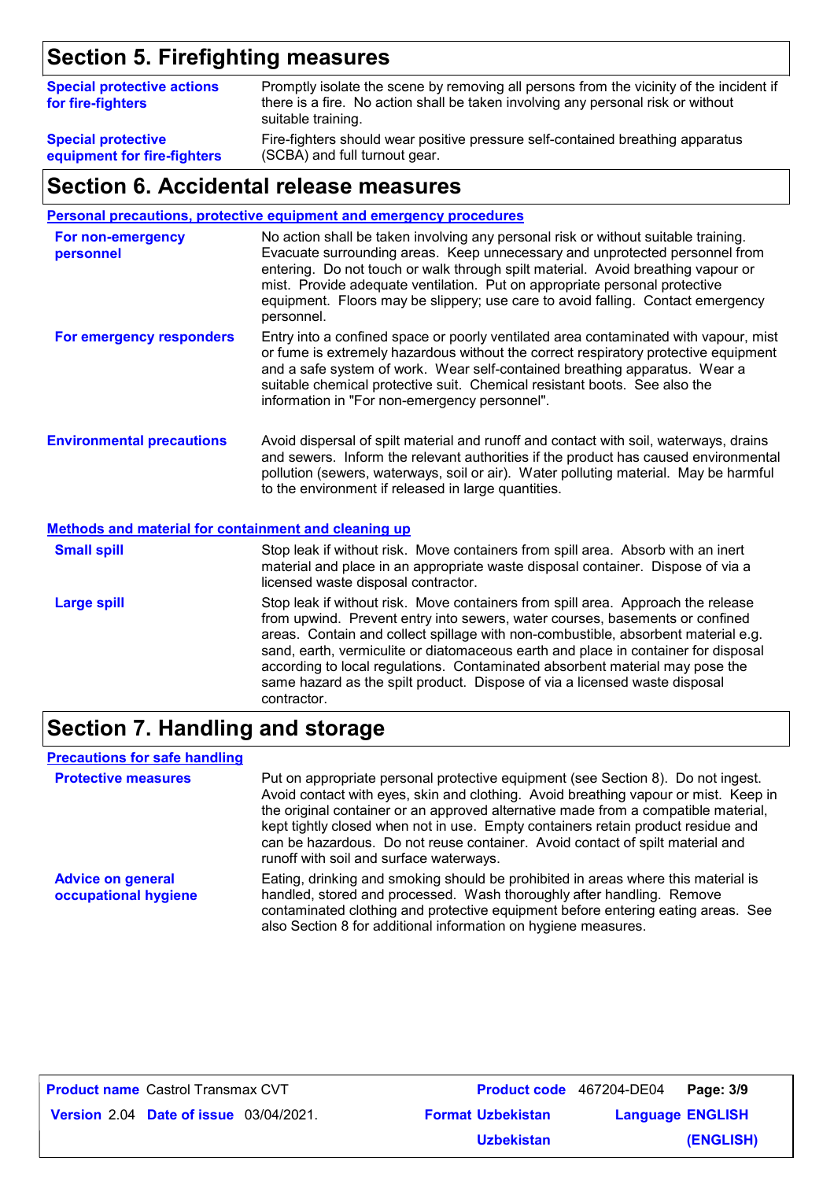## Section 5. Firefighting measures

| | |
|---|---|
| **Special protective actions for fire-fighters** | Promptly isolate the scene by removing all persons from the vicinity of the incident if there is a fire. No action shall be taken involving any personal risk or without suitable training. |
| **Special protective equipment for fire-fighters** | Fire-fighters should wear positive pressure self-contained breathing apparatus (SCBA) and full turnout gear. |

## Section 6. Accidental release measures

### Personal precautions, protective equipment and emergency procedures

| | |
|---|---|
| **For non-emergency personnel** | No action shall be taken involving any personal risk or without suitable training. Evacuate surrounding areas. Keep unnecessary and unprotected personnel from entering. Do not touch or walk through spilt material. Avoid breathing vapour or mist. Provide adequate ventilation. Put on appropriate personal protective equipment. Floors may be slippery; use care to avoid falling. Contact emergency personnel. |
| **For emergency responders** | Entry into a confined space or poorly ventilated area contaminated with vapour, mist or fume is extremely hazardous without the correct respiratory protective equipment and a safe system of work. Wear self-contained breathing apparatus. Wear a suitable chemical protective suit. Chemical resistant boots. See also the information in "For non-emergency personnel". |

| | |
|---|---|
| **Environmental precautions** | Avoid dispersal of spilt material and runoff and contact with soil, waterways, drains and sewers. Inform the relevant authorities if the product has caused environmental pollution (sewers, waterways, soil or air). Water polluting material. May be harmful to the environment if released in large quantities. |

### Methods and material for containment and cleaning up

| | |
|---|---|
| **Small spill** | Stop leak if without risk. Move containers from spill area. Absorb with an inert material and place in an appropriate waste disposal container. Dispose of via a licensed waste disposal contractor. |
| **Large spill** | Stop leak if without risk. Move containers from spill area. Approach the release from upwind. Prevent entry into sewers, water courses, basements or confined areas. Contain and collect spillage with non-combustible, absorbent material e.g. sand, earth, vermiculite or diatomaceous earth and place in container for disposal according to local regulations. Contaminated absorbent material may pose the same hazard as the spilt product. Dispose of via a licensed waste disposal contractor. |

## Section 7. Handling and storage

### Precautions for safe handling

| | |
|---|---|
| **Protective measures** | Put on appropriate personal protective equipment (see Section 8). Do not ingest. Avoid contact with eyes, skin and clothing. Avoid breathing vapour or mist. Keep in the original container or an approved alternative made from a compatible material, kept tightly closed when not in use. Empty containers retain product residue and can be hazardous. Do not reuse container. Avoid contact of spilt material and runoff with soil and surface waterways. |
| **Advice on general occupational hygiene** | Eating, drinking and smoking should be prohibited in areas where this material is handled, stored and processed. Wash thoroughly after handling. Remove contaminated clothing and protective equipment before entering eating areas. See also Section 8 for additional information on hygiene measures. |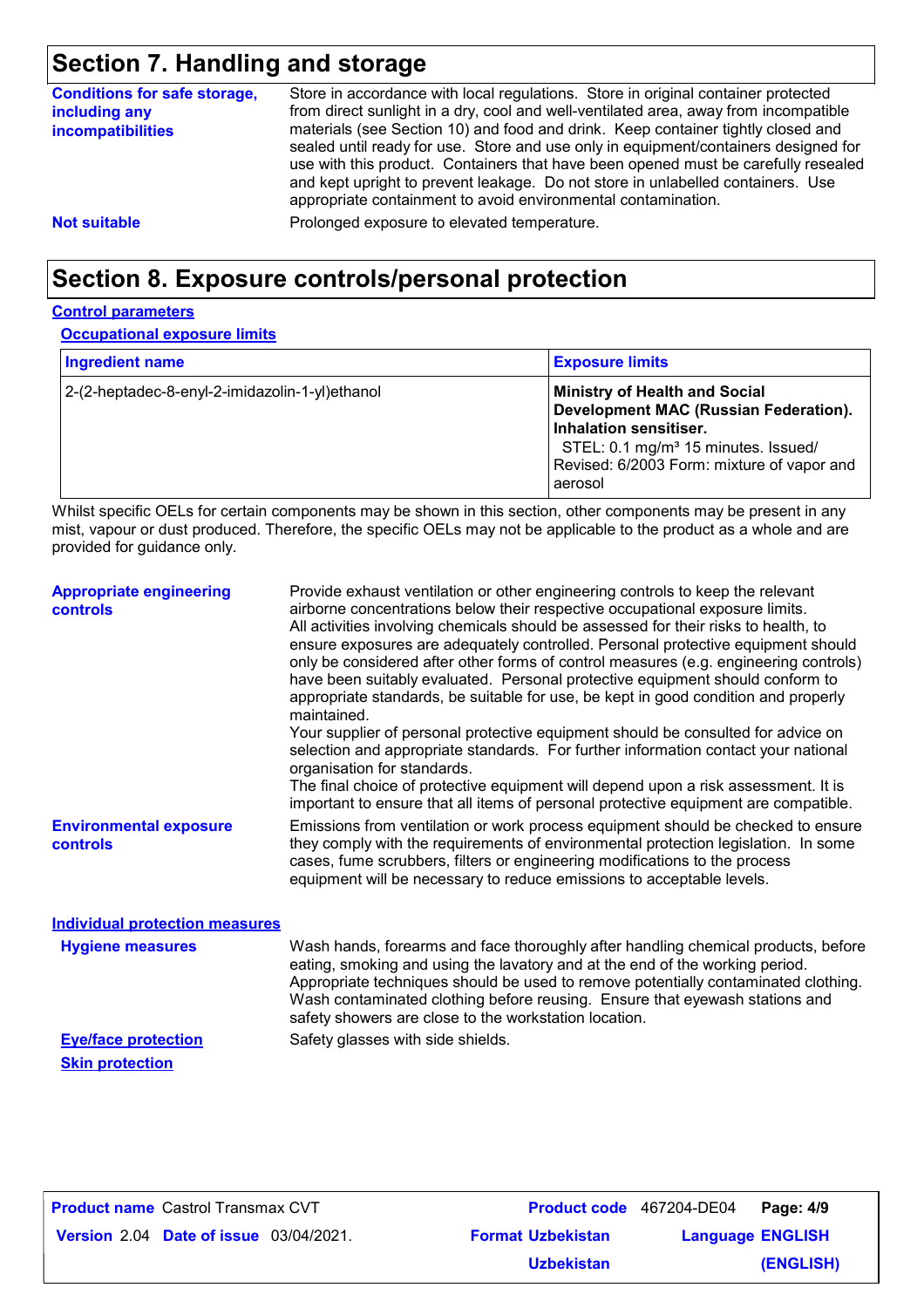## Section 7. Handling and storage

**Conditions for safe storage, including any incompatibilities**

Store in accordance with local regulations. Store in original container protected from direct sunlight in a dry, cool and well-ventilated area, away from incompatible materials (see Section 10) and food and drink. Keep container tightly closed and sealed until ready for use. Store and use only in equipment/containers designed for use with this product. Containers that have been opened must be carefully resealed and kept upright to prevent leakage. Do not store in unlabelled containers. Use appropriate containment to avoid environmental contamination.

**Not suitable**

Prolonged exposure to elevated temperature.

## Section 8. Exposure controls/personal protection

### Control parameters

#### Occupational exposure limits

| Ingredient name | Exposure limits |
|---|---|
| 2-(2-heptadec-8-enyl-2-imidazolin-1-yl)ethanol | **Ministry of Health and Social Development MAC (Russian Federation). Inhalation sensitiser.** STEL: 0.1 mg/m³ 15 minutes. Issued/ Revised: 6/2003 Form: mixture of vapor and aerosol |

Whilst specific OELs for certain components may be shown in this section, other components may be present in any mist, vapour or dust produced. Therefore, the specific OELs may not be applicable to the product as a whole and are provided for guidance only.

**Appropriate engineering controls**

Provide exhaust ventilation or other engineering controls to keep the relevant airborne concentrations below their respective occupational exposure limits.
All activities involving chemicals should be assessed for their risks to health, to ensure exposures are adequately controlled. Personal protective equipment should only be considered after other forms of control measures (e.g. engineering controls) have been suitably evaluated. Personal protective equipment should conform to appropriate standards, be suitable for use, be kept in good condition and properly maintained.
Your supplier of personal protective equipment should be consulted for advice on selection and appropriate standards. For further information contact your national organisation for standards.
The final choice of protective equipment will depend upon a risk assessment. It is important to ensure that all items of personal protective equipment are compatible.

**Environmental exposure controls**

Emissions from ventilation or work process equipment should be checked to ensure they comply with the requirements of environmental protection legislation. In some cases, fume scrubbers, filters or engineering modifications to the process equipment will be necessary to reduce emissions to acceptable levels.

### Individual protection measures

**Hygiene measures**

Wash hands, forearms and face thoroughly after handling chemical products, before eating, smoking and using the lavatory and at the end of the working period. Appropriate techniques should be used to remove potentially contaminated clothing. Wash contaminated clothing before reusing. Ensure that eyewash stations and safety showers are close to the workstation location.

**Eye/face protection**

Safety glasses with side shields.

**Skin protection**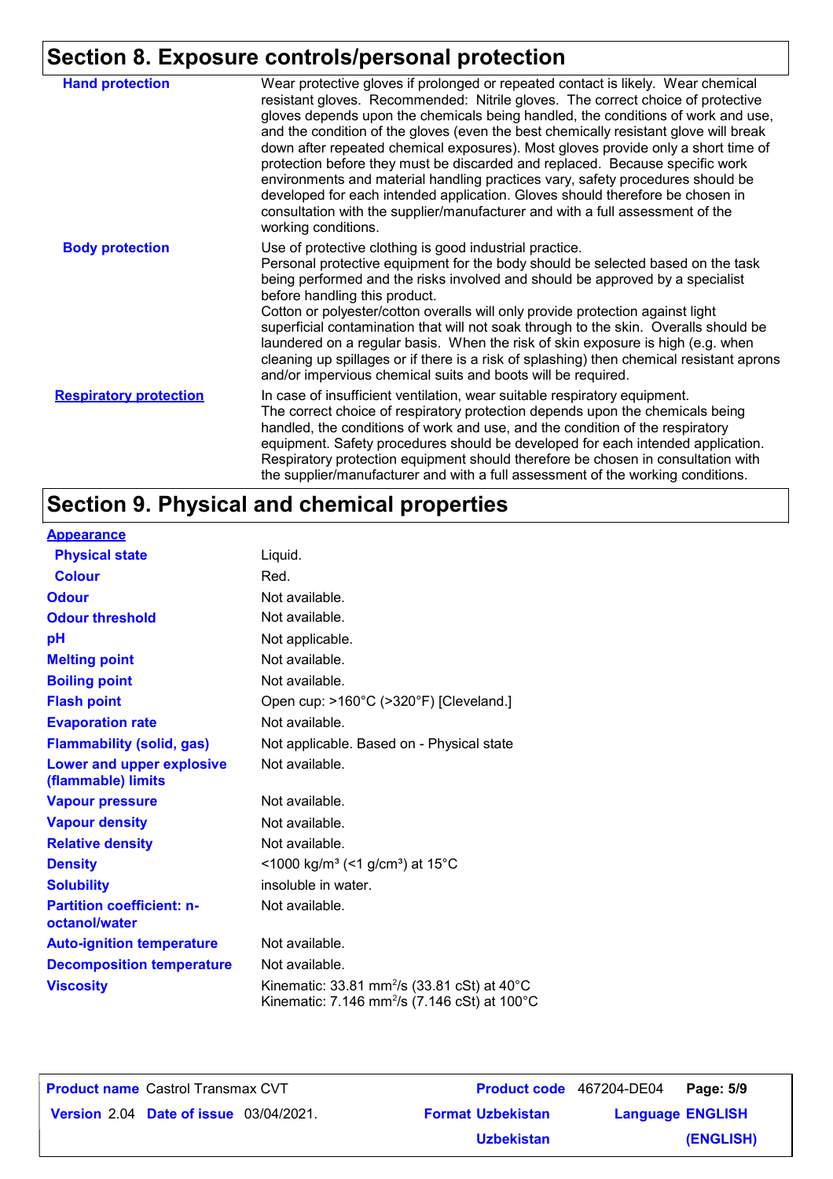## Section 8. Exposure controls/personal protection

| | |
|---|---|
| **Hand protection** | Wear protective gloves if prolonged or repeated contact is likely. Wear chemical resistant gloves. Recommended: Nitrile gloves. The correct choice of protective gloves depends upon the chemicals being handled, the conditions of work and use, and the condition of the gloves (even the best chemically resistant glove will break down after repeated chemical exposures). Most gloves provide only a short time of protection before they must be discarded and replaced. Because specific work environments and material handling practices vary, safety procedures should be developed for each intended application. Gloves should therefore be chosen in consultation with the supplier/manufacturer and with a full assessment of the working conditions. |
| **Body protection** | Use of protective clothing is good industrial practice. Personal protective equipment for the body should be selected based on the task being performed and the risks involved and should be approved by a specialist before handling this product. Cotton or polyester/cotton overalls will only provide protection against light superficial contamination that will not soak through to the skin. Overalls should be laundered on a regular basis. When the risk of skin exposure is high (e.g. when cleaning up spillages or if there is a risk of splashing) then chemical resistant aprons and/or impervious chemical suits and boots will be required. |
| **Respiratory protection** | In case of insufficient ventilation, wear suitable respiratory equipment. The correct choice of respiratory protection depends upon the chemicals being handled, the conditions of work and use, and the condition of the respiratory equipment. Safety procedures should be developed for each intended application. Respiratory protection equipment should therefore be chosen in consultation with the supplier/manufacturer and with a full assessment of the working conditions. |

## Section 9. Physical and chemical properties

| | |
|---|---|
| **Appearance** | |
| **Physical state** | Liquid. |
| **Colour** | Red. |
| **Odour** | Not available. |
| **Odour threshold** | Not available. |
| **pH** | Not applicable. |
| **Melting point** | Not available. |
| **Boiling point** | Not available. |
| **Flash point** | Open cup: >160°C (>320°F) [Cleveland.] |
| **Evaporation rate** | Not available. |
| **Flammability (solid, gas)** | Not applicable. Based on - Physical state |
| **Lower and upper explosive (flammable) limits** | Not available. |
| **Vapour pressure** | Not available. |
| **Vapour density** | Not available. |
| **Relative density** | Not available. |
| **Density** | <1000 kg/m³ (<1 g/cm³) at 15°C |
| **Solubility** | insoluble in water. |
| **Partition coefficient: n-octanol/water** | Not available. |
| **Auto-ignition temperature** | Not available. |
| **Decomposition temperature** | Not available. |
| **Viscosity** | Kinematic: 33.81 $mm^2/s$ (33.81 cSt) at 40°C<br>Kinematic: 7.146 $mm^2/s$ (7.146 cSt) at 100°C |

| | | | |
|---|---|---|---|
| **Product name** Castrol Transmax CVT | | **Product code** 467204-DE04 | |
| **Version** 2.04 **Date of issue** 03/04/2021. | | **Format** Uzbekistan Uzbekistan | **Language** ENGLISH (ENGLISH) |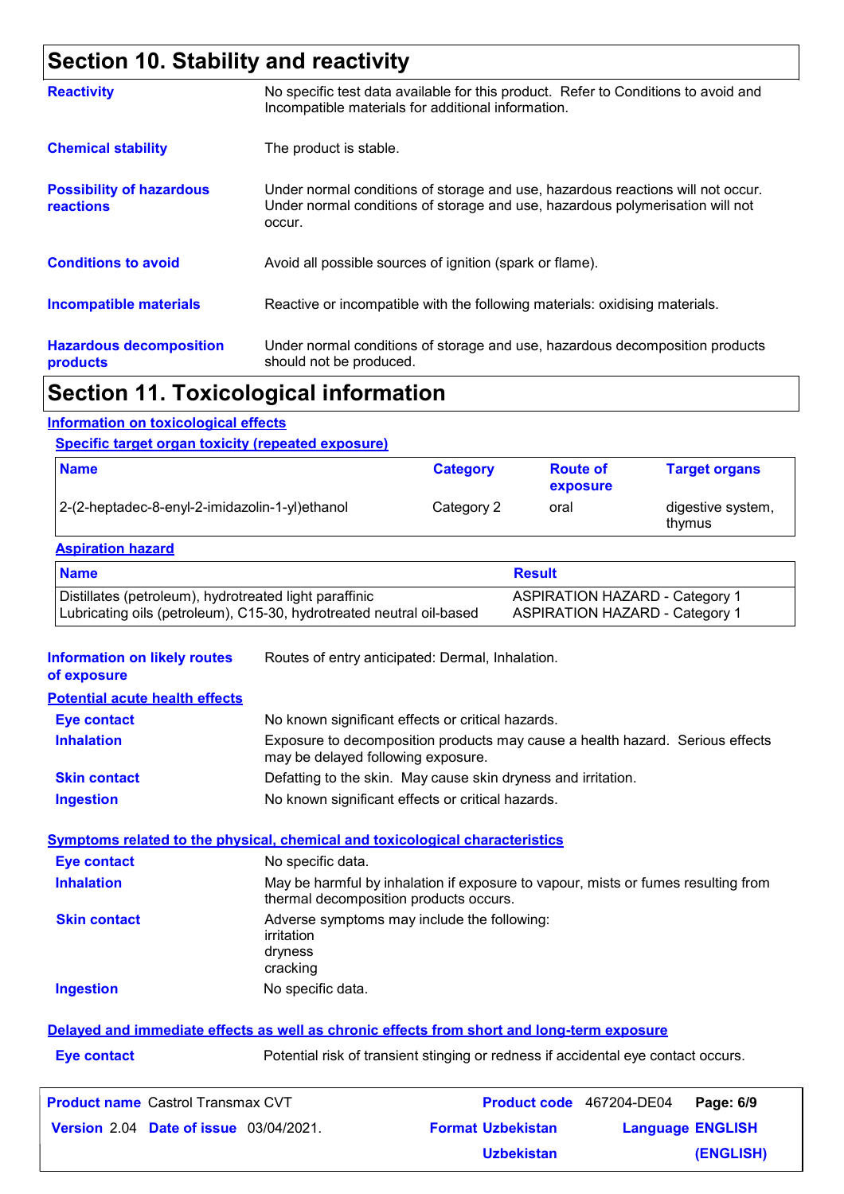## Section 10. Stability and reactivity

**Reactivity**
No specific test data available for this product. Refer to Conditions to avoid and Incompatible materials for additional information.

**Chemical stability**
The product is stable.

**Possibility of hazardous reactions**
Under normal conditions of storage and use, hazardous reactions will not occur.
Under normal conditions of storage and use, hazardous polymerisation will not occur.

**Conditions to avoid**
Avoid all possible sources of ignition (spark or flame).

**Incompatible materials**
Reactive or incompatible with the following materials: oxidising materials.

**Hazardous decomposition products**
Under normal conditions of storage and use, hazardous decomposition products should not be produced.

## Section 11. Toxicological information

### Information on toxicological effects

#### Specific target organ toxicity (repeated exposure)

| Name | Category | Route of exposure | Target organs |
|---|---|---|---|
| 2-(2-heptadec-8-enyl-2-imidazolin-1-yl)ethanol | Category 2 | oral | digestive system, thymus |

#### Aspiration hazard

| Name | Result |
|---|---|
| Distillates (petroleum), hydrotreated light paraffinic | ASPIRATION HAZARD - Category 1 |
| Lubricating oils (petroleum), C15-30, hydrotreated neutral oil-based | ASPIRATION HAZARD - Category 1 |

**Information on likely routes of exposure**
Routes of entry anticipated: Dermal, Inhalation.

#### Potential acute health effects

**Eye contact**
No known significant effects or critical hazards.

**Inhalation**
Exposure to decomposition products may cause a health hazard. Serious effects may be delayed following exposure.

**Skin contact**
Defatting to the skin. May cause skin dryness and irritation.

**Ingestion**
No known significant effects or critical hazards.

#### Symptoms related to the physical, chemical and toxicological characteristics

**Eye contact**
No specific data.

**Inhalation**
May be harmful by inhalation if exposure to vapour, mists or fumes resulting from thermal decomposition products occurs.

**Skin contact**
Adverse symptoms may include the following:
irritation
dryness
cracking

**Ingestion**
No specific data.

#### Delayed and immediate effects as well as chronic effects from short and long-term exposure

**Eye contact**
Potential risk of transient stinging or redness if accidental eye contact occurs.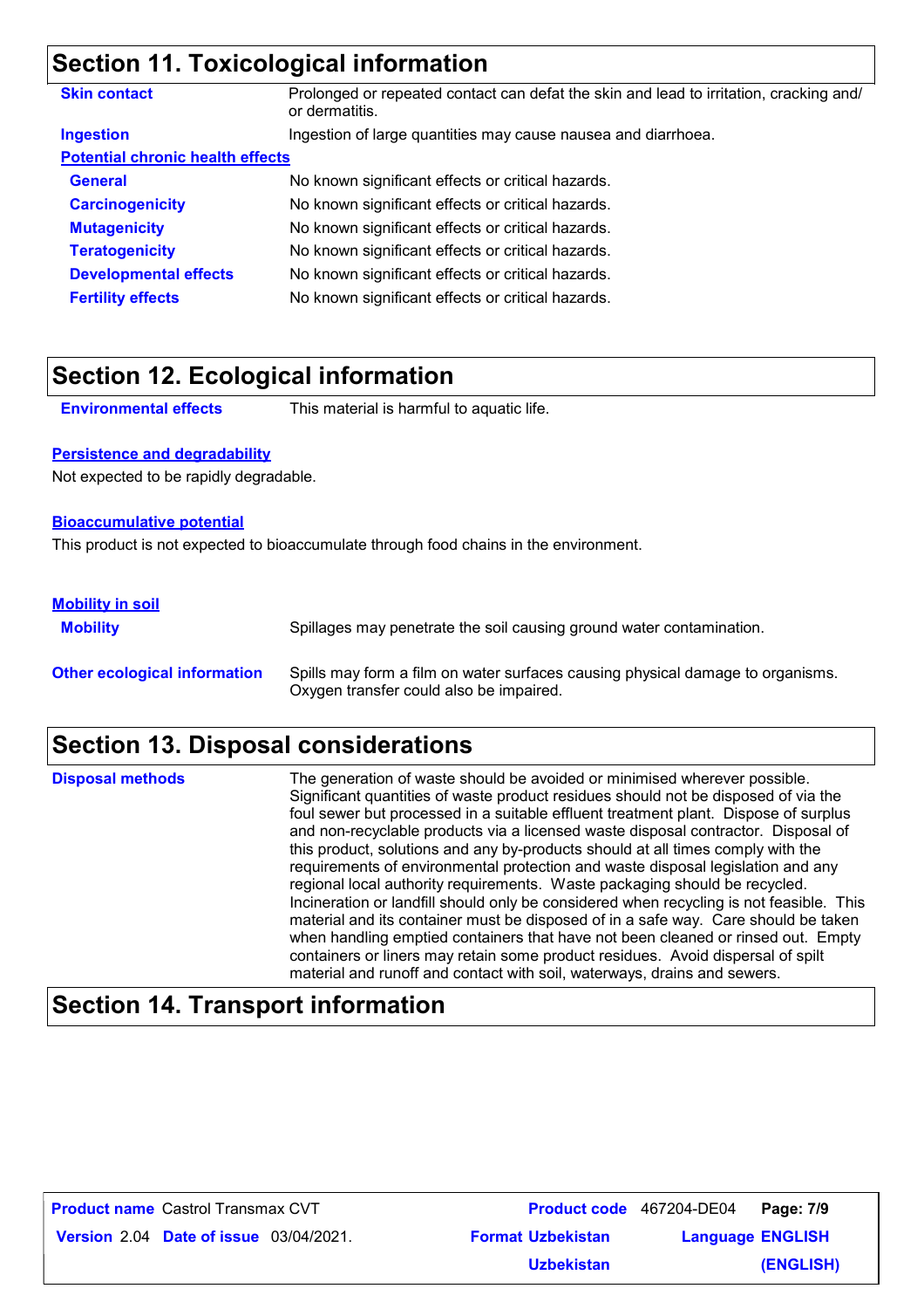## Section 11. Toxicological information

| | |
|---|---|
| **Skin contact** | Prolonged or repeated contact can defat the skin and lead to irritation, cracking and/ or dermatitis. |
| **Ingestion** | Ingestion of large quantities may cause nausea and diarrhoea. |

**Potential chronic health effects**

| | |
|---|---|
| **General** | No known significant effects or critical hazards. |
| **Carcinogenicity** | No known significant effects or critical hazards. |
| **Mutagenicity** | No known significant effects or critical hazards. |
| **Teratogenicity** | No known significant effects or critical hazards. |
| **Developmental effects** | No known significant effects or critical hazards. |
| **Fertility effects** | No known significant effects or critical hazards. |

## Section 12. Ecological information

**Environmental effects** This material is harmful to aquatic life.

**Persistence and degradability**

Not expected to be rapidly degradable.

**Bioaccumulative potential**

This product is not expected to bioaccumulate through food chains in the environment.

**Mobility in soil**

**Mobility** Spillages may penetrate the soil causing ground water contamination.

**Other ecological information** Spills may form a film on water surfaces causing physical damage to organisms. Oxygen transfer could also be impaired.

## Section 13. Disposal considerations

**Disposal methods** The generation of waste should be avoided or minimised wherever possible. Significant quantities of waste product residues should not be disposed of via the foul sewer but processed in a suitable effluent treatment plant. Dispose of surplus and non-recyclable products via a licensed waste disposal contractor. Disposal of this product, solutions and any by-products should at all times comply with the requirements of environmental protection and waste disposal legislation and any regional local authority requirements. Waste packaging should be recycled. Incineration or landfill should only be considered when recycling is not feasible. This material and its container must be disposed of in a safe way. Care should be taken when handling emptied containers that have not been cleaned or rinsed out. Empty containers or liners may retain some product residues. Avoid dispersal of spilt material and runoff and contact with soil, waterways, drains and sewers.

## Section 14. Transport information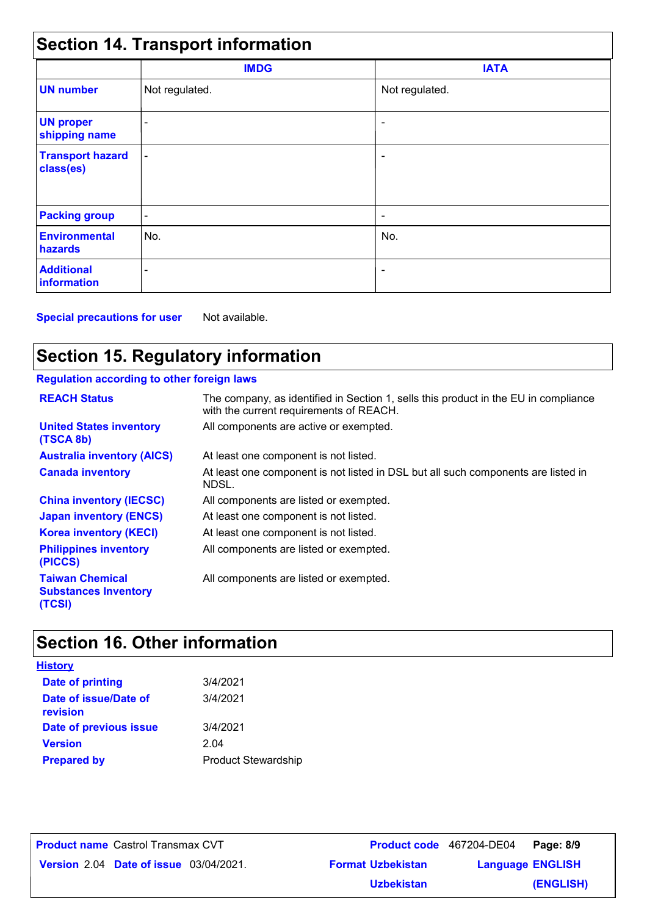## Section 14. Transport information

| | IMDG | IATA |
|---|---|---|
| **UN number** | Not regulated. | Not regulated. |
| **UN proper shipping name** | - | - |
| **Transport hazard class(es)** | - | - |
| **Packing group** | - | - |
| **Environmental hazards** | No. | No. |
| **Additional information** | - | - |

**Special precautions for user** Not available.

## Section 15. Regulatory information

**Regulation according to other foreign laws**

| | |
|---|---|
| **REACH Status** | The company, as identified in Section 1, sells this product in the EU in compliance with the current requirements of REACH. |
| **United States inventory (TSCA 8b)** | All components are active or exempted. |
| **Australia inventory (AICS)** | At least one component is not listed. |
| **Canada inventory** | At least one component is not listed in DSL but all such components are listed in NDSL. |
| **China inventory (IECSC)** | All components are listed or exempted. |
| **Japan inventory (ENCS)** | At least one component is not listed. |
| **Korea inventory (KECI)** | At least one component is not listed. |
| **Philippines inventory (PICCS)** | All components are listed or exempted. |
| **Taiwan Chemical Substances Inventory (TCSI)** | All components are listed or exempted. |

## Section 16. Other information

**History**

| | |
|---|---|
| **Date of printing** | 3/4/2021 |
| **Date of issue/Date of revision** | 3/4/2021 |
| **Date of previous issue** | 3/4/2021 |
| **Version** | 2.04 |
| **Prepared by** | Product Stewardship |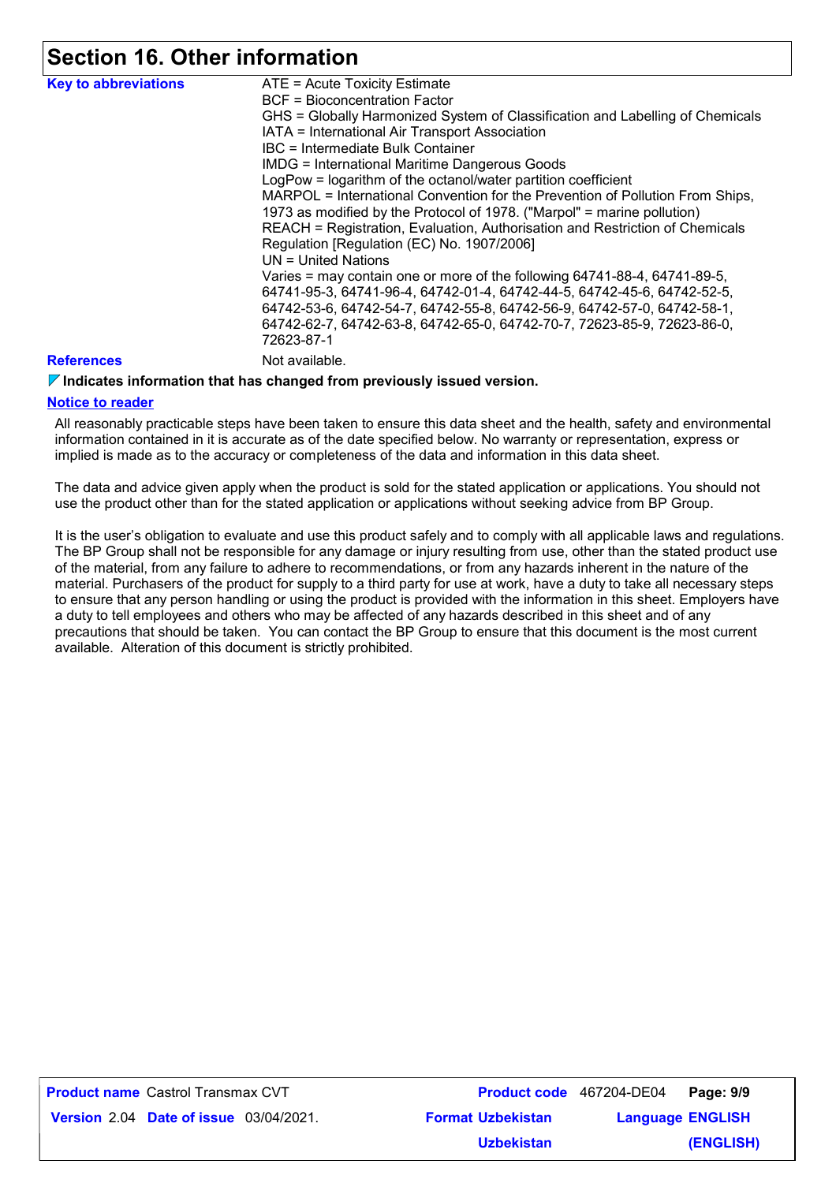## Section 16. Other information

| | |
|---|---|
| **Key to abbreviations** | ATE = Acute Toxicity Estimate<br>BCF = Bioconcentration Factor<br>GHS = Globally Harmonized System of Classification and Labelling of Chemicals<br>IATA = International Air Transport Association<br>IBC = Intermediate Bulk Container<br>IMDG = International Maritime Dangerous Goods<br>LogPow = logarithm of the octanol/water partition coefficient<br>MARPOL = International Convention for the Prevention of Pollution From Ships, 1973 as modified by the Protocol of 1978. ("Marpol" = marine pollution)<br>REACH = Registration, Evaluation, Authorisation and Restriction of Chemicals Regulation [Regulation (EC) No. 1907/2006]<br>UN = United Nations<br>Varies = may contain one or more of the following 64741-88-4, 64741-89-5, 64741-95-3, 64741-96-4, 64742-01-4, 64742-44-5, 64742-45-6, 64742-52-5, 64742-53-6, 64742-54-7, 64742-55-8, 64742-56-9, 64742-57-0, 64742-58-1, 64742-62-7, 64742-63-8, 64742-65-0, 64742-70-7, 72623-85-9, 72623-86-0, 72623-87-1 |
| **References** | Not available. |

**Indicates information that has changed from previously issued version.**

**Notice to reader**

All reasonably practicable steps have been taken to ensure this data sheet and the health, safety and environmental information contained in it is accurate as of the date specified below. No warranty or representation, express or implied is made as to the accuracy or completeness of the data and information in this data sheet.

The data and advice given apply when the product is sold for the stated application or applications. You should not use the product other than for the stated application or applications without seeking advice from BP Group.

It is the user's obligation to evaluate and use this product safely and to comply with all applicable laws and regulations. The BP Group shall not be responsible for any damage or injury resulting from use, other than the stated product use of the material, from any failure to adhere to recommendations, or from any hazards inherent in the nature of the material. Purchasers of the product for supply to a third party for use at work, have a duty to take all necessary steps to ensure that any person handling or using the product is provided with the information in this sheet. Employers have a duty to tell employees and others who may be affected of any hazards described in this sheet and of any precautions that should be taken. You can contact the BP Group to ensure that this document is the most current available. Alteration of this document is strictly prohibited.